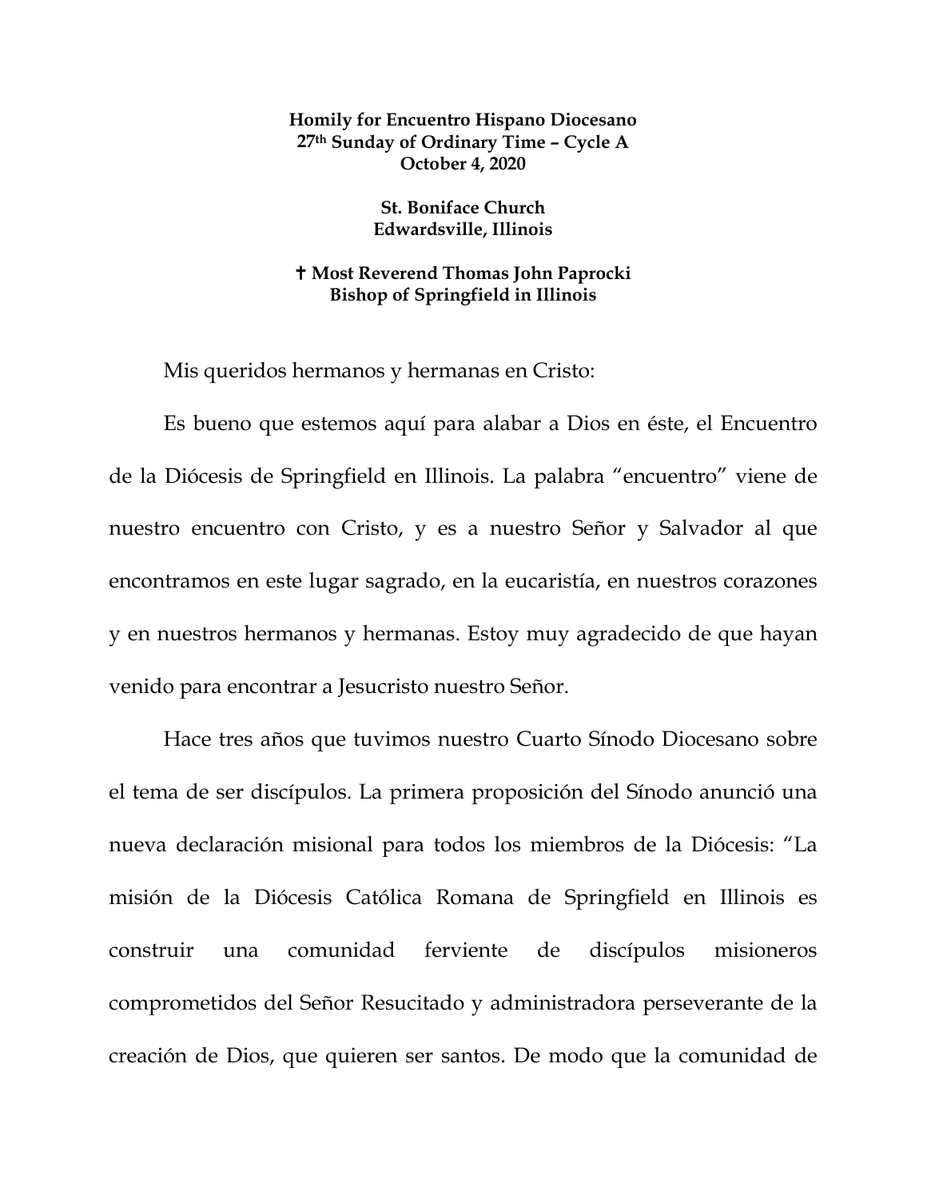**Homily for Encuentro Hispano Diocesano**
**27th Sunday of Ordinary Time – Cycle A**
**October 4, 2020**

**St. Boniface Church**
**Edwardsville, Illinois**

**✝ Most Reverend Thomas John Paprocki**
**Bishop of Springfield in Illinois**

Mis queridos hermanos y hermanas en Cristo:

Es bueno que estemos aquí para alabar a Dios en éste, el Encuentro de la Diócesis de Springfield en Illinois. La palabra "encuentro" viene de nuestro encuentro con Cristo, y es a nuestro Señor y Salvador al que encontramos en este lugar sagrado, en la eucaristía, en nuestros corazones y en nuestros hermanos y hermanas. Estoy muy agradecido de que hayan venido para encontrar a Jesucristo nuestro Señor.

Hace tres años que tuvimos nuestro Cuarto Sínodo Diocesano sobre el tema de ser discípulos. La primera proposición del Sínodo anunció una nueva declaración misional para todos los miembros de la Diócesis: "La misión de la Diócesis Católica Romana de Springfield en Illinois es construir una comunidad ferviente de discípulos misioneros comprometidos del Señor Resucitado y administradora perseverante de la creación de Dios, que quieren ser santos. De modo que la comunidad de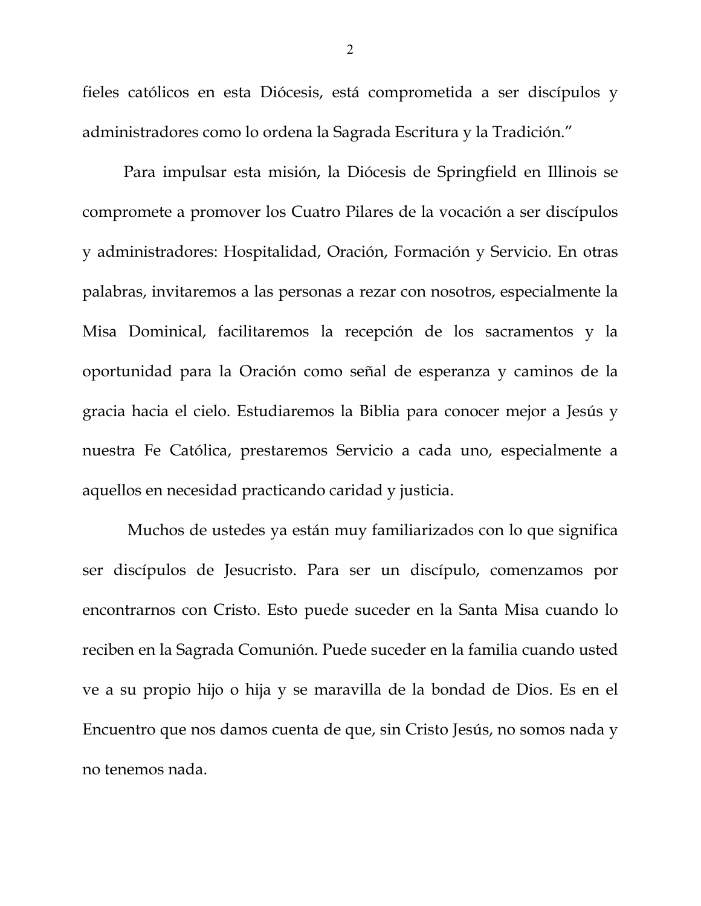fieles católicos en esta Diócesis, está comprometida a ser discípulos y administradores como lo ordena la Sagrada Escritura y la Tradición."

Para impulsar esta misión, la Diócesis de Springfield en Illinois se compromete a promover los Cuatro Pilares de la vocación a ser discípulos y administradores: Hospitalidad, Oración, Formación y Servicio. En otras palabras, invitaremos a las personas a rezar con nosotros, especialmente la Misa Dominical, facilitaremos la recepción de los sacramentos y la oportunidad para la Oración como señal de esperanza y caminos de la gracia hacia el cielo. Estudiaremos la Biblia para conocer mejor a Jesús y nuestra Fe Católica, prestaremos Servicio a cada uno, especialmente a aquellos en necesidad practicando caridad y justicia.

Muchos de ustedes ya están muy familiarizados con lo que significa ser discípulos de Jesucristo. Para ser un discípulo, comenzamos por encontrarnos con Cristo. Esto puede suceder en la Santa Misa cuando lo reciben en la Sagrada Comunión. Puede suceder en la familia cuando usted ve a su propio hijo o hija y se maravilla de la bondad de Dios. Es en el Encuentro que nos damos cuenta de que, sin Cristo Jesús, no somos nada y no tenemos nada.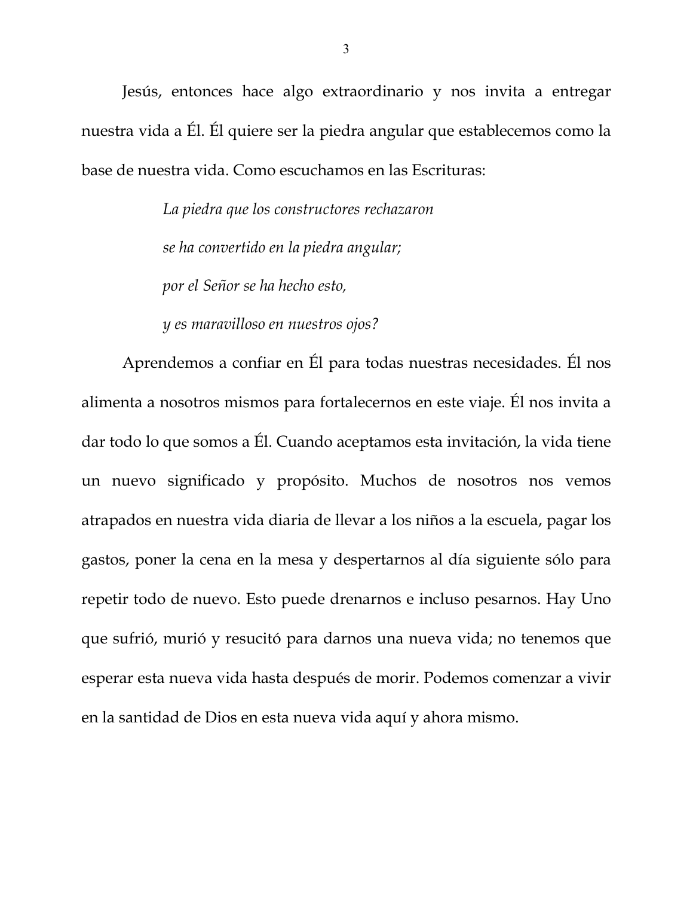Jesús, entonces hace algo extraordinario y nos invita a entregar nuestra vida a Él. Él quiere ser la piedra angular que establecemos como la base de nuestra vida. Como escuchamos en las Escrituras:

> *La piedra que los constructores rechazaron*
> *se ha convertido en la piedra angular;*
> *por el Señor se ha hecho esto,*
> *y es maravilloso en nuestros ojos?*

Aprendemos a confiar en Él para todas nuestras necesidades. Él nos alimenta a nosotros mismos para fortalecernos en este viaje. Él nos invita a dar todo lo que somos a Él. Cuando aceptamos esta invitación, la vida tiene un nuevo significado y propósito. Muchos de nosotros nos vemos atrapados en nuestra vida diaria de llevar a los niños a la escuela, pagar los gastos, poner la cena en la mesa y despertarnos al día siguiente sólo para repetir todo de nuevo. Esto puede drenarnos e incluso pesarnos. Hay Uno que sufrió, murió y resucitó para darnos una nueva vida; no tenemos que esperar esta nueva vida hasta después de morir. Podemos comenzar a vivir en la santidad de Dios en esta nueva vida aquí y ahora mismo.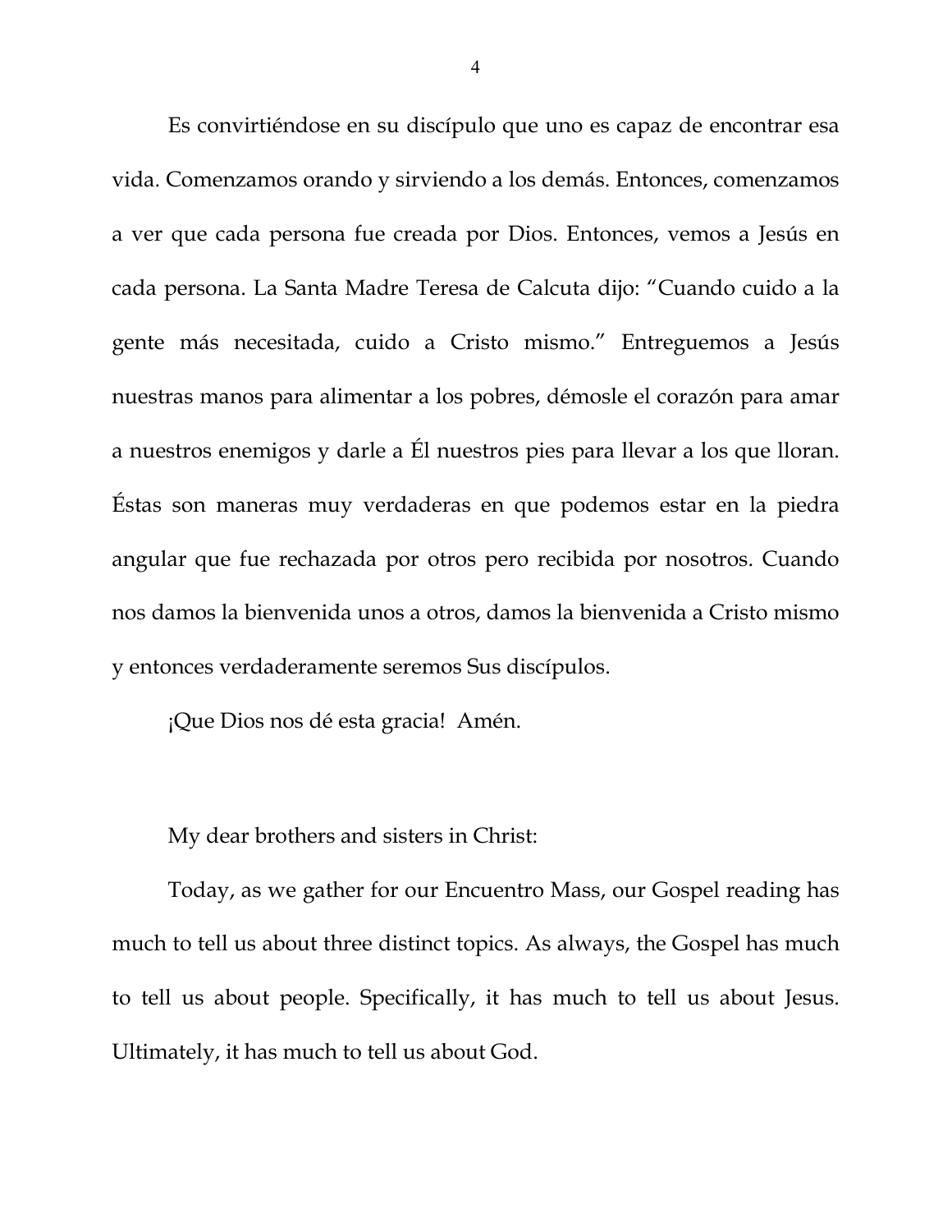Es convirtiéndose en su discípulo que uno es capaz de encontrar esa vida. Comenzamos orando y sirviendo a los demás. Entonces, comenzamos a ver que cada persona fue creada por Dios. Entonces, vemos a Jesús en cada persona. La Santa Madre Teresa de Calcuta dijo: "Cuando cuido a la gente más necesitada, cuido a Cristo mismo." Entreguemos a Jesús nuestras manos para alimentar a los pobres, démosle el corazón para amar a nuestros enemigos y darle a Él nuestros pies para llevar a los que lloran. Éstas son maneras muy verdaderas en que podemos estar en la piedra angular que fue rechazada por otros pero recibida por nosotros. Cuando nos damos la bienvenida unos a otros, damos la bienvenida a Cristo mismo y entonces verdaderamente seremos Sus discípulos.

¡Que Dios nos dé esta gracia! Amén.

My dear brothers and sisters in Christ:

Today, as we gather for our Encuentro Mass, our Gospel reading has much to tell us about three distinct topics. As always, the Gospel has much to tell us about people. Specifically, it has much to tell us about Jesus. Ultimately, it has much to tell us about God.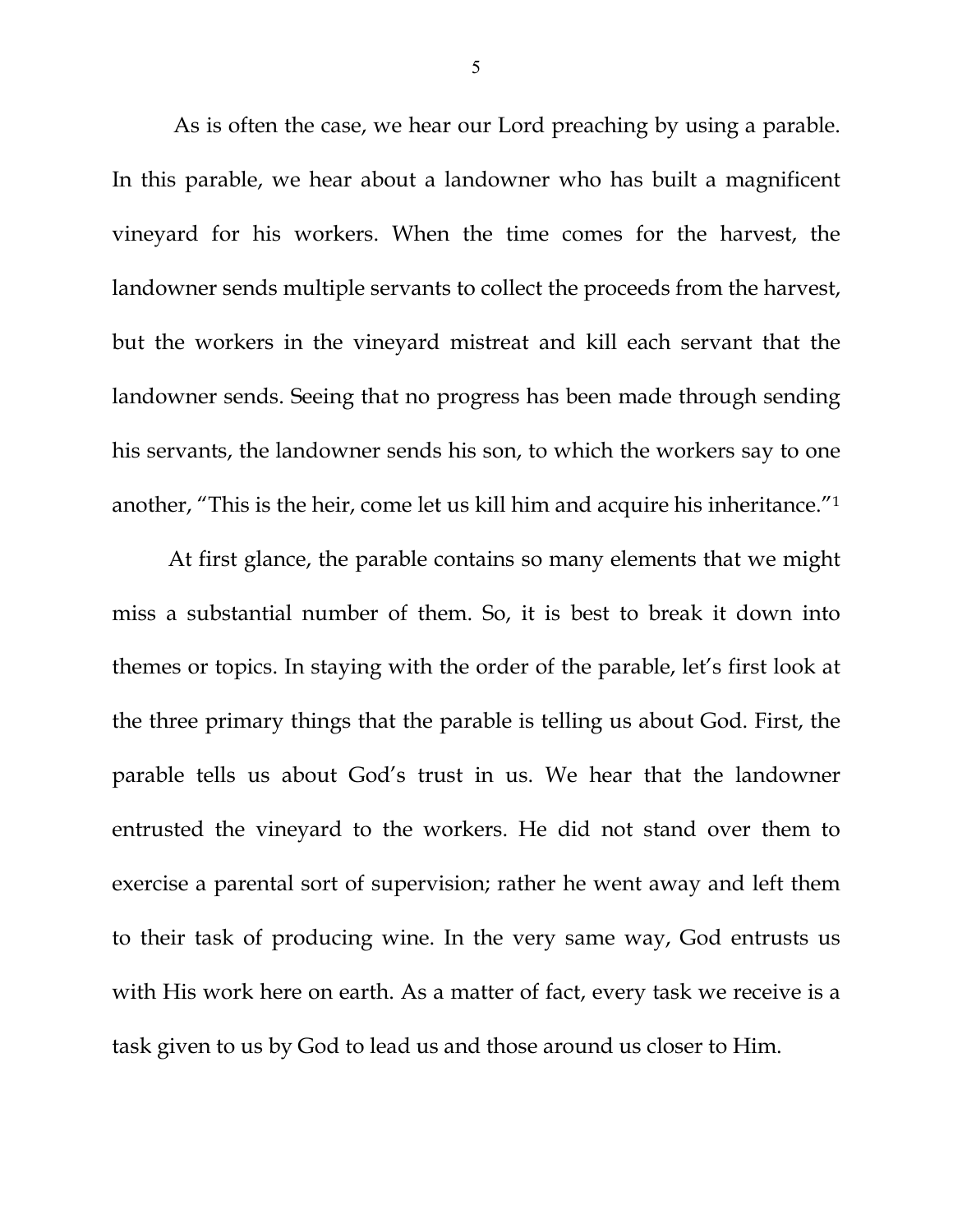As is often the case, we hear our Lord preaching by using a parable. In this parable, we hear about a landowner who has built a magnificent vineyard for his workers. When the time comes for the harvest, the landowner sends multiple servants to collect the proceeds from the harvest, but the workers in the vineyard mistreat and kill each servant that the landowner sends. Seeing that no progress has been made through sending his servants, the landowner sends his son, to which the workers say to one another, "This is the heir, come let us kill him and acquire his inheritance."[1]

At first glance, the parable contains so many elements that we might miss a substantial number of them. So, it is best to break it down into themes or topics. In staying with the order of the parable, let's first look at the three primary things that the parable is telling us about God. First, the parable tells us about God's trust in us. We hear that the landowner entrusted the vineyard to the workers. He did not stand over them to exercise a parental sort of supervision; rather he went away and left them to their task of producing wine. In the very same way, God entrusts us with His work here on earth. As a matter of fact, every task we receive is a task given to us by God to lead us and those around us closer to Him.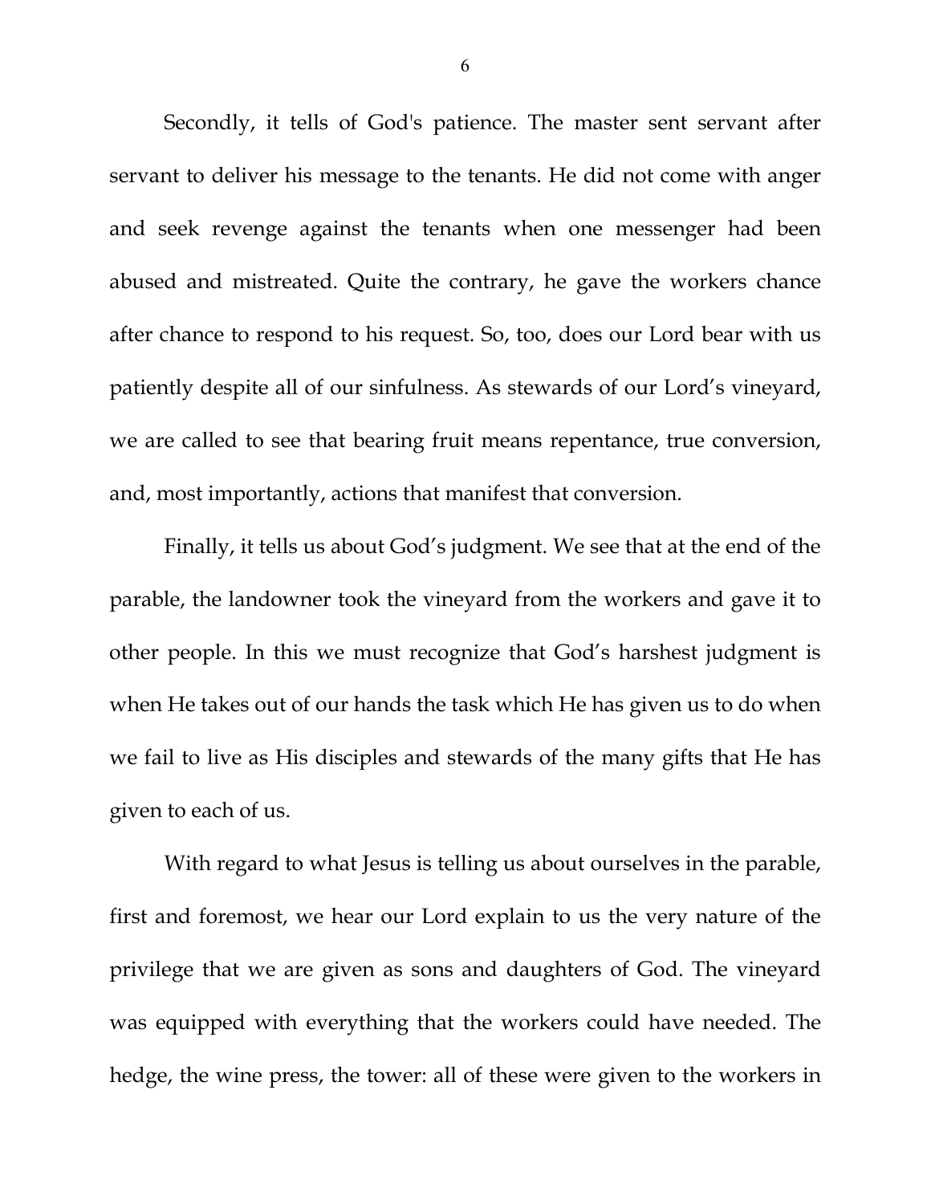Secondly, it tells of God's patience. The master sent servant after servant to deliver his message to the tenants. He did not come with anger and seek revenge against the tenants when one messenger had been abused and mistreated. Quite the contrary, he gave the workers chance after chance to respond to his request. So, too, does our Lord bear with us patiently despite all of our sinfulness. As stewards of our Lord's vineyard, we are called to see that bearing fruit means repentance, true conversion, and, most importantly, actions that manifest that conversion.

Finally, it tells us about God's judgment. We see that at the end of the parable, the landowner took the vineyard from the workers and gave it to other people. In this we must recognize that God's harshest judgment is when He takes out of our hands the task which He has given us to do when we fail to live as His disciples and stewards of the many gifts that He has given to each of us.

With regard to what Jesus is telling us about ourselves in the parable, first and foremost, we hear our Lord explain to us the very nature of the privilege that we are given as sons and daughters of God. The vineyard was equipped with everything that the workers could have needed. The hedge, the wine press, the tower: all of these were given to the workers in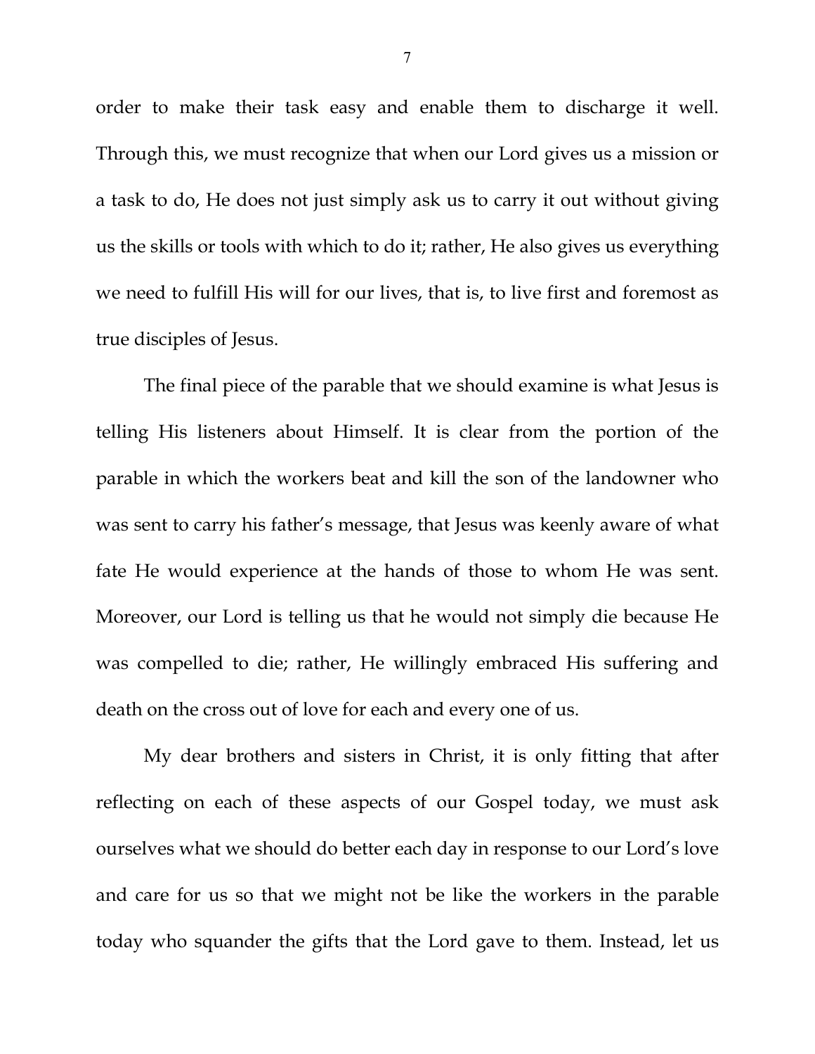order to make their task easy and enable them to discharge it well. Through this, we must recognize that when our Lord gives us a mission or a task to do, He does not just simply ask us to carry it out without giving us the skills or tools with which to do it; rather, He also gives us everything we need to fulfill His will for our lives, that is, to live first and foremost as true disciples of Jesus.

The final piece of the parable that we should examine is what Jesus is telling His listeners about Himself. It is clear from the portion of the parable in which the workers beat and kill the son of the landowner who was sent to carry his father's message, that Jesus was keenly aware of what fate He would experience at the hands of those to whom He was sent. Moreover, our Lord is telling us that he would not simply die because He was compelled to die; rather, He willingly embraced His suffering and death on the cross out of love for each and every one of us.

My dear brothers and sisters in Christ, it is only fitting that after reflecting on each of these aspects of our Gospel today, we must ask ourselves what we should do better each day in response to our Lord's love and care for us so that we might not be like the workers in the parable today who squander the gifts that the Lord gave to them. Instead, let us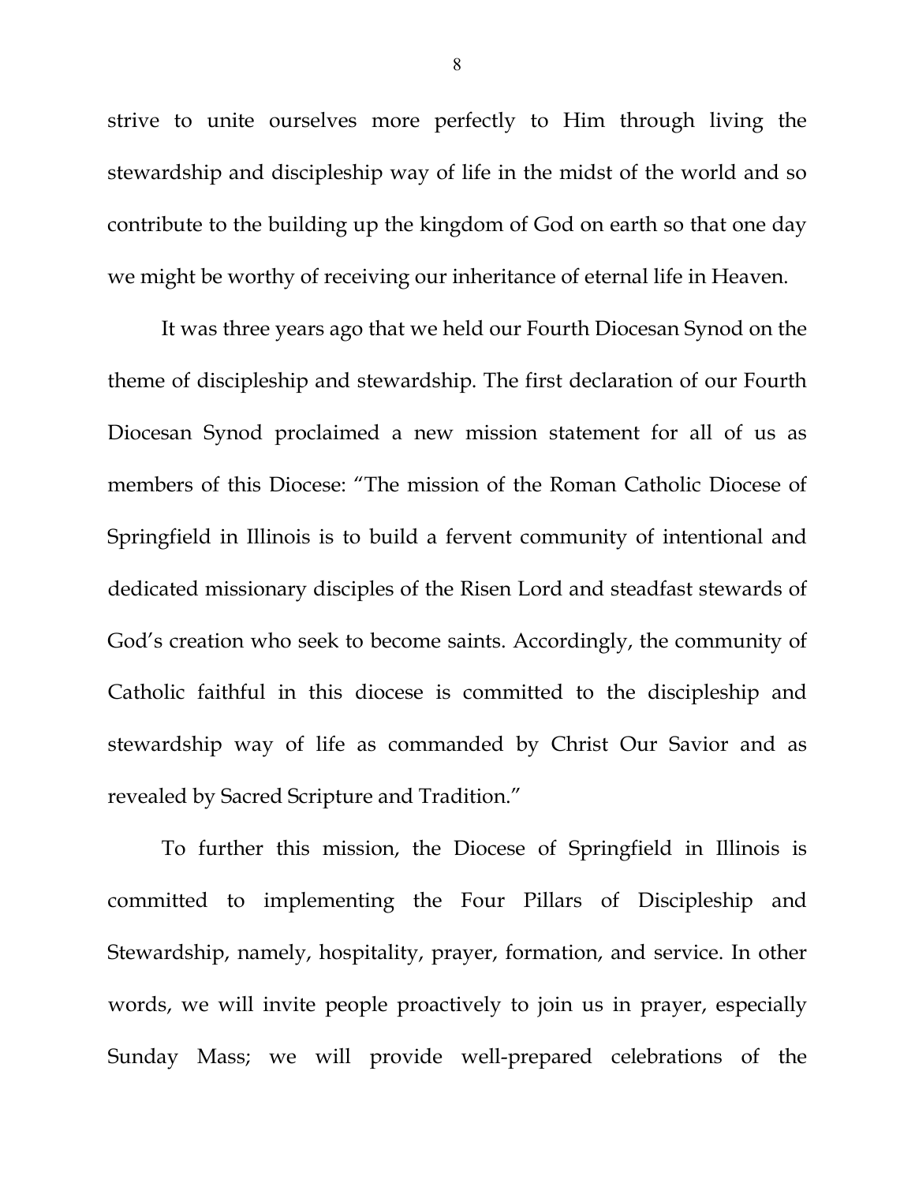strive to unite ourselves more perfectly to Him through living the stewardship and discipleship way of life in the midst of the world and so contribute to the building up the kingdom of God on earth so that one day we might be worthy of receiving our inheritance of eternal life in Heaven.

It was three years ago that we held our Fourth Diocesan Synod on the theme of discipleship and stewardship. The first declaration of our Fourth Diocesan Synod proclaimed a new mission statement for all of us as members of this Diocese: "The mission of the Roman Catholic Diocese of Springfield in Illinois is to build a fervent community of intentional and dedicated missionary disciples of the Risen Lord and steadfast stewards of God's creation who seek to become saints. Accordingly, the community of Catholic faithful in this diocese is committed to the discipleship and stewardship way of life as commanded by Christ Our Savior and as revealed by Sacred Scripture and Tradition."

To further this mission, the Diocese of Springfield in Illinois is committed to implementing the Four Pillars of Discipleship and Stewardship, namely, hospitality, prayer, formation, and service. In other words, we will invite people proactively to join us in prayer, especially Sunday Mass; we will provide well-prepared celebrations of the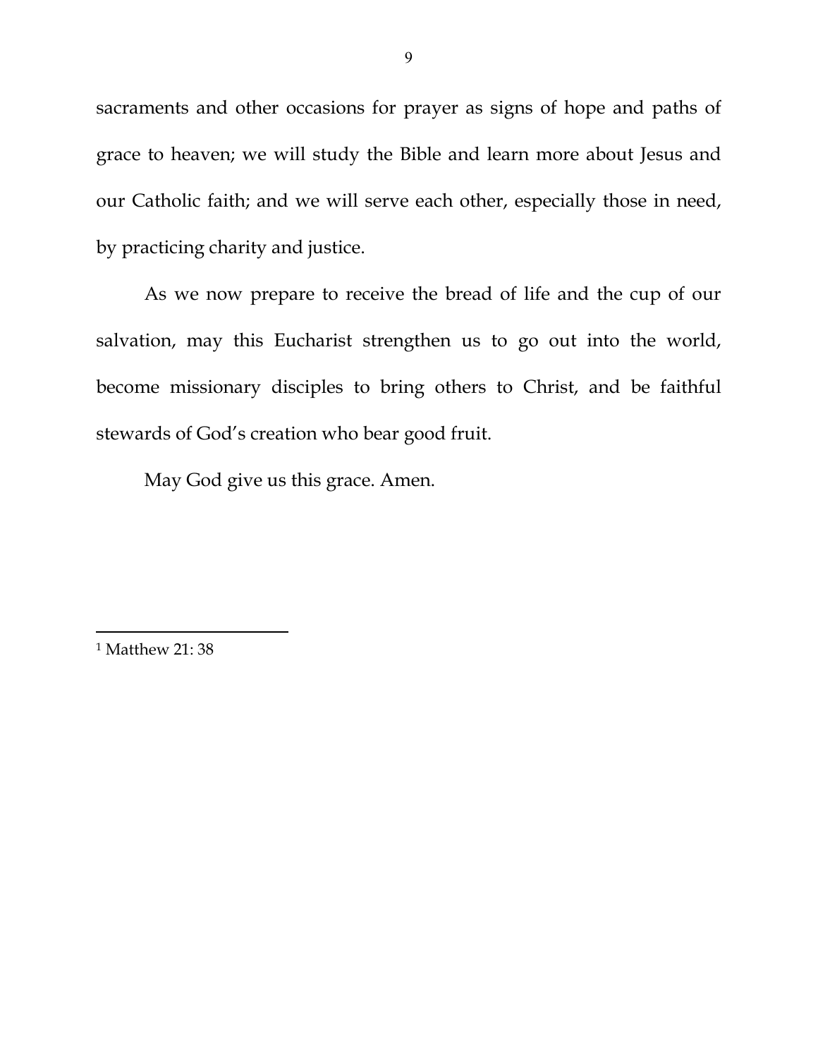sacraments and other occasions for prayer as signs of hope and paths of grace to heaven; we will study the Bible and learn more about Jesus and our Catholic faith; and we will serve each other, especially those in need, by practicing charity and justice.

As we now prepare to receive the bread of life and the cup of our salvation, may this Eucharist strengthen us to go out into the world, become missionary disciples to bring others to Christ, and be faithful stewards of God's creation who bear good fruit.

May God give us this grace. Amen.

---

[1] Matthew 21: 38